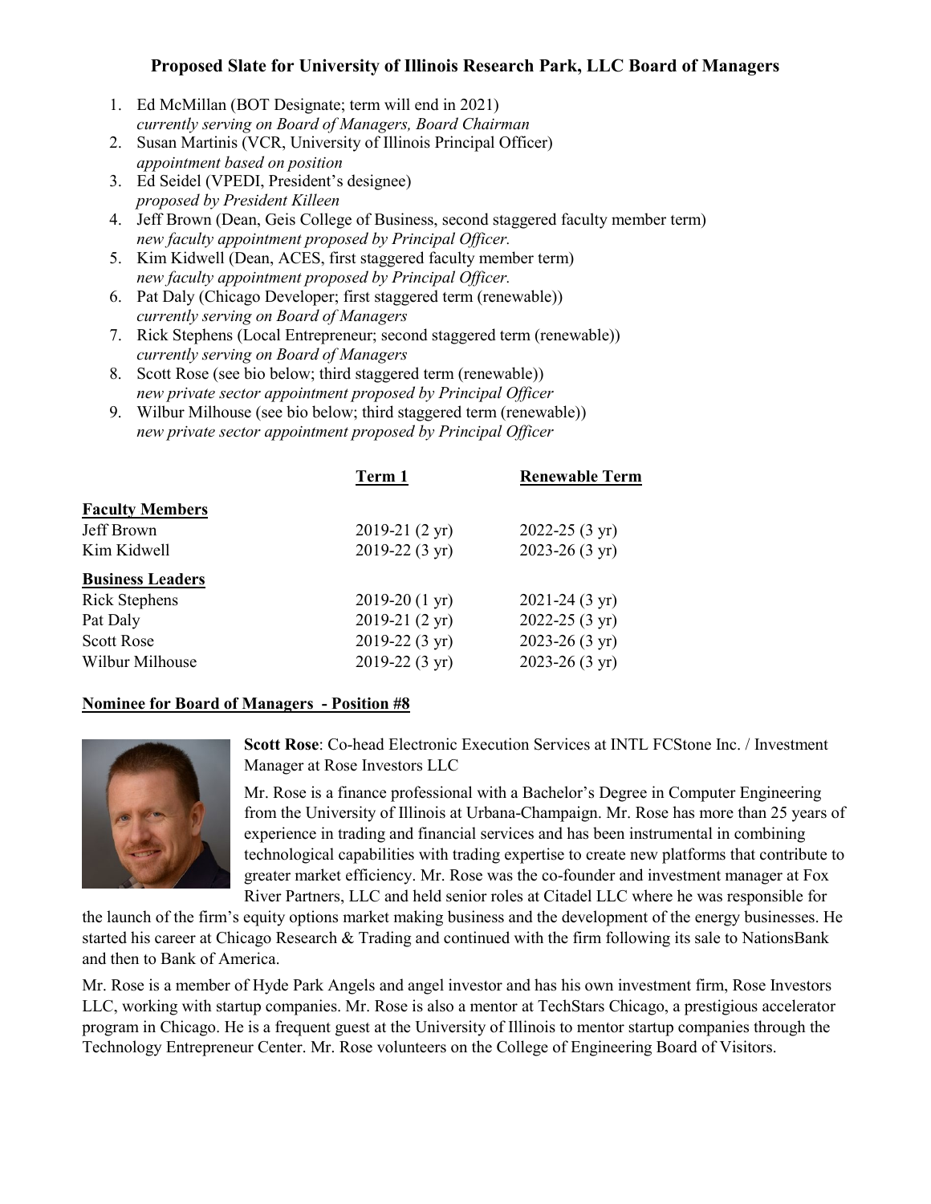# Proposed Slate for University of Illinois Research Park, LLC Board of Managers

1. Ed McMillan (BOT Designate; term will end in 2021)
   *currently serving on Board of Managers, Board Chairman*
2. Susan Martinis (VCR, University of Illinois Principal Officer)
   *appointment based on position*
3. Ed Seidel (VPEDI, President's designee)
   *proposed by President Killeen*
4. Jeff Brown (Dean, Geis College of Business, second staggered faculty member term)
   *new faculty appointment proposed by Principal Officer.*
5. Kim Kidwell (Dean, ACES, first staggered faculty member term)
   *new faculty appointment proposed by Principal Officer.*
6. Pat Daly (Chicago Developer; first staggered term (renewable))
   *currently serving on Board of Managers*
7. Rick Stephens (Local Entrepreneur; second staggered term (renewable))
   *currently serving on Board of Managers*
8. Scott Rose (see bio below; third staggered term (renewable))
   *new private sector appointment proposed by Principal Officer*
9. Wilbur Milhouse (see bio below; third staggered term (renewable))
   *new private sector appointment proposed by Principal Officer*

| | Term 1 | Renewable Term |
|---|---|---|
| **Faculty Members** | | |
| Jeff Brown | 2019-21 (2 yr) | 2022-25 (3 yr) |
| Kim Kidwell | 2019-22 (3 yr) | 2023-26 (3 yr) |
| **Business Leaders** | | |
| Rick Stephens | 2019-20 (1 yr) | 2021-24 (3 yr) |
| Pat Daly | 2019-21 (2 yr) | 2022-25 (3 yr) |
| Scott Rose | 2019-22 (3 yr) | 2023-26 (3 yr) |
| Wilbur Milhouse | 2019-22 (3 yr) | 2023-26 (3 yr) |

## Nominee for Board of Managers - Position #8

**Scott Rose**: Co-head Electronic Execution Services at INTL FCStone Inc. / Investment Manager at Rose Investors LLC

Mr. Rose is a finance professional with a Bachelor's Degree in Computer Engineering from the University of Illinois at Urbana-Champaign. Mr. Rose has more than 25 years of experience in trading and financial services and has been instrumental in combining technological capabilities with trading expertise to create new platforms that contribute to greater market efficiency. Mr. Rose was the co-founder and investment manager at Fox River Partners, LLC and held senior roles at Citadel LLC where he was responsible for the launch of the firm's equity options market making business and the development of the energy businesses. He started his career at Chicago Research & Trading and continued with the firm following its sale to NationsBank and then to Bank of America.

Mr. Rose is a member of Hyde Park Angels and angel investor and has his own investment firm, Rose Investors LLC, working with startup companies. Mr. Rose is also a mentor at TechStars Chicago, a prestigious accelerator program in Chicago. He is a frequent guest at the University of Illinois to mentor startup companies through the Technology Entrepreneur Center. Mr. Rose volunteers on the College of Engineering Board of Visitors.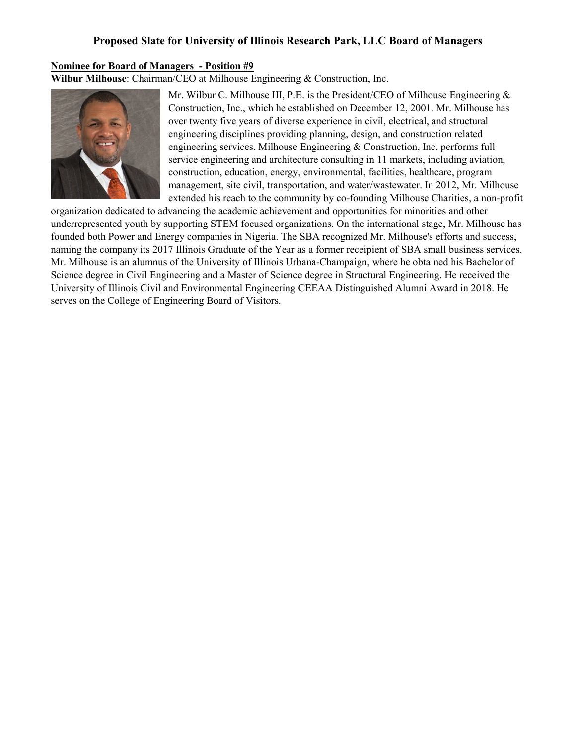**Proposed Slate for University of Illinois Research Park, LLC Board of Managers**

**Nominee for Board of Managers - Position #9**

**Wilbur Milhouse**: Chairman/CEO at Milhouse Engineering & Construction, Inc.

Mr. Wilbur C. Milhouse III, P.E. is the President/CEO of Milhouse Engineering & Construction, Inc., which he established on December 12, 2001. Mr. Milhouse has over twenty five years of diverse experience in civil, electrical, and structural engineering disciplines providing planning, design, and construction related engineering services. Milhouse Engineering & Construction, Inc. performs full service engineering and architecture consulting in 11 markets, including aviation, construction, education, energy, environmental, facilities, healthcare, program management, site civil, transportation, and water/wastewater. In 2012, Mr. Milhouse extended his reach to the community by co-founding Milhouse Charities, a non-profit organization dedicated to advancing the academic achievement and opportunities for minorities and other underrepresented youth by supporting STEM focused organizations. On the international stage, Mr. Milhouse has founded both Power and Energy companies in Nigeria. The SBA recognized Mr. Milhouse's efforts and success, naming the company its 2017 Illinois Graduate of the Year as a former receipient of SBA small business services. Mr. Milhouse is an alumnus of the University of Illinois Urbana-Champaign, where he obtained his Bachelor of Science degree in Civil Engineering and a Master of Science degree in Structural Engineering. He received the University of Illinois Civil and Environmental Engineering CEEAA Distinguished Alumni Award in 2018. He serves on the College of Engineering Board of Visitors.